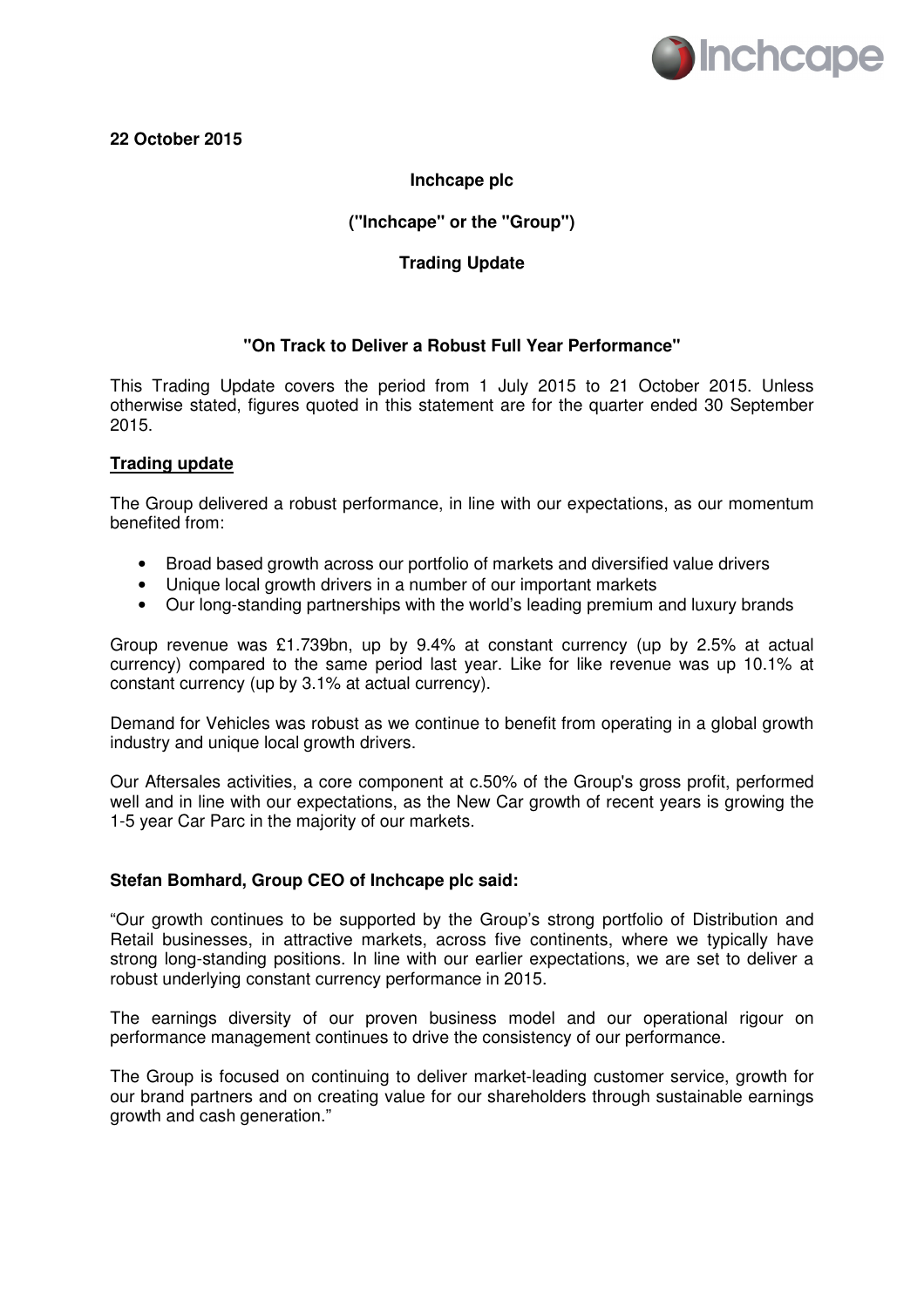**22 October 2015**

**Inchcape plc**

**("Inchcape" or the "Group")**

**Trading Update**

**"On Track to Deliver a Robust Full Year Performance"**

This Trading Update covers the period from 1 July 2015 to 21 October 2015. Unless otherwise stated, figures quoted in this statement are for the quarter ended 30 September 2015.

**Trading update**

The Group delivered a robust performance, in line with our expectations, as our momentum benefited from:

- Broad based growth across our portfolio of markets and diversified value drivers
- Unique local growth drivers in a number of our important markets
- Our long-standing partnerships with the world's leading premium and luxury brands

Group revenue was £1.739bn, up by 9.4% at constant currency (up by 2.5% at actual currency) compared to the same period last year. Like for like revenue was up 10.1% at constant currency (up by 3.1% at actual currency).

Demand for Vehicles was robust as we continue to benefit from operating in a global growth industry and unique local growth drivers.

Our Aftersales activities, a core component at c.50% of the Group's gross profit, performed well and in line with our expectations, as the New Car growth of recent years is growing the 1-5 year Car Parc in the majority of our markets.

**Stefan Bomhard, Group CEO of Inchcape plc said:**

"Our growth continues to be supported by the Group's strong portfolio of Distribution and Retail businesses, in attractive markets, across five continents, where we typically have strong long-standing positions. In line with our earlier expectations, we are set to deliver a robust underlying constant currency performance in 2015.

The earnings diversity of our proven business model and our operational rigour on performance management continues to drive the consistency of our performance.

The Group is focused on continuing to deliver market-leading customer service, growth for our brand partners and on creating value for our shareholders through sustainable earnings growth and cash generation."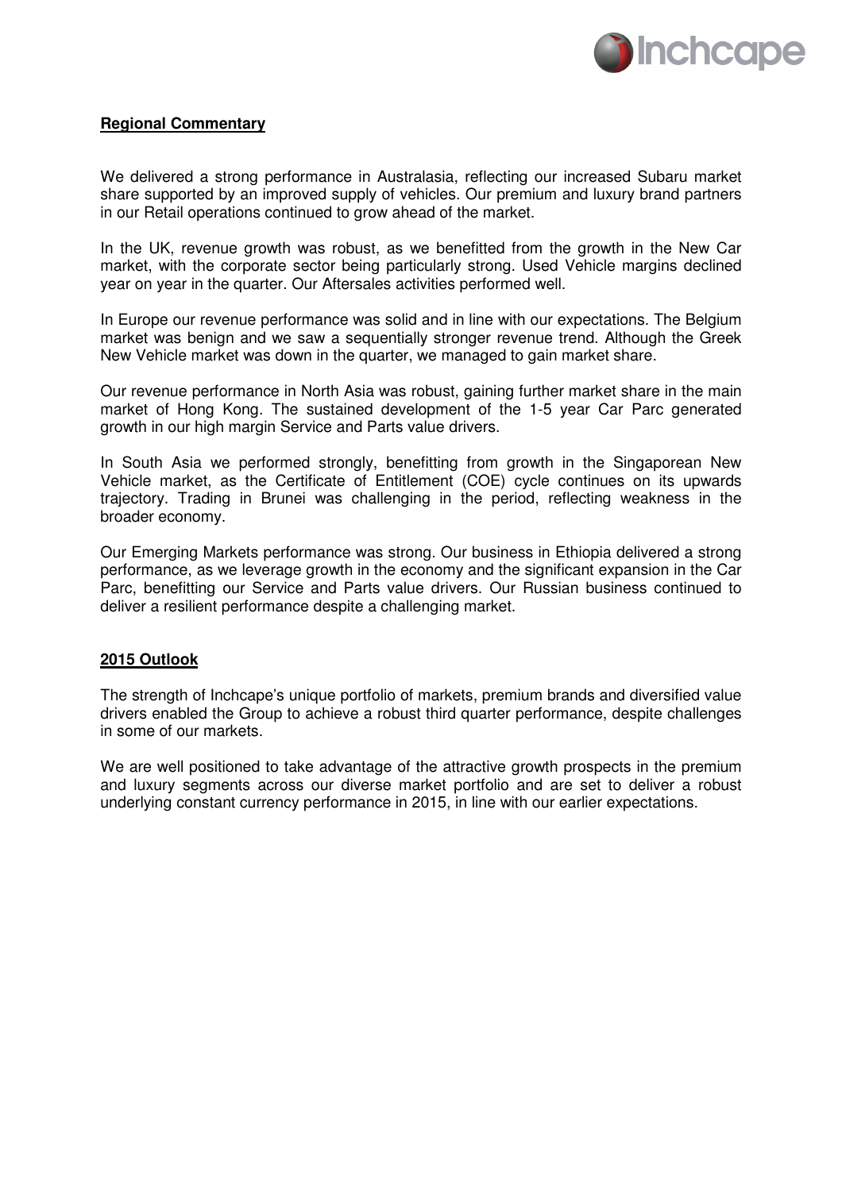**Regional Commentary**

We delivered a strong performance in Australasia, reflecting our increased Subaru market share supported by an improved supply of vehicles. Our premium and luxury brand partners in our Retail operations continued to grow ahead of the market.

In the UK, revenue growth was robust, as we benefitted from the growth in the New Car market, with the corporate sector being particularly strong. Used Vehicle margins declined year on year in the quarter. Our Aftersales activities performed well.

In Europe our revenue performance was solid and in line with our expectations. The Belgium market was benign and we saw a sequentially stronger revenue trend. Although the Greek New Vehicle market was down in the quarter, we managed to gain market share.

Our revenue performance in North Asia was robust, gaining further market share in the main market of Hong Kong. The sustained development of the 1-5 year Car Parc generated growth in our high margin Service and Parts value drivers.

In South Asia we performed strongly, benefitting from growth in the Singaporean New Vehicle market, as the Certificate of Entitlement (COE) cycle continues on its upwards trajectory. Trading in Brunei was challenging in the period, reflecting weakness in the broader economy.

Our Emerging Markets performance was strong. Our business in Ethiopia delivered a strong performance, as we leverage growth in the economy and the significant expansion in the Car Parc, benefitting our Service and Parts value drivers. Our Russian business continued to deliver a resilient performance despite a challenging market.

**2015 Outlook**

The strength of Inchcape's unique portfolio of markets, premium brands and diversified value drivers enabled the Group to achieve a robust third quarter performance, despite challenges in some of our markets.

We are well positioned to take advantage of the attractive growth prospects in the premium and luxury segments across our diverse market portfolio and are set to deliver a robust underlying constant currency performance in 2015, in line with our earlier expectations.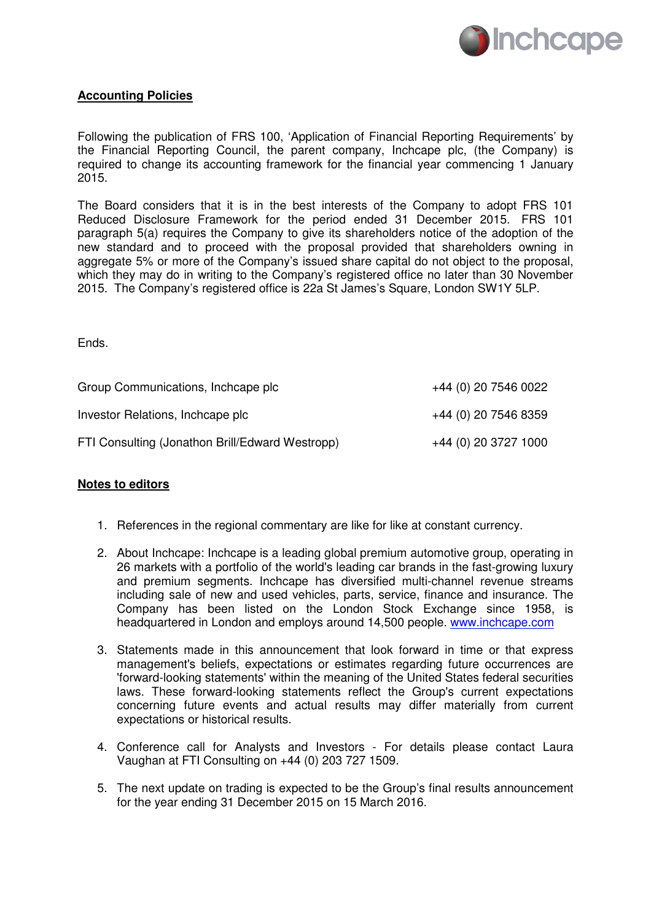## Accounting Policies

Following the publication of FRS 100, 'Application of Financial Reporting Requirements' by the Financial Reporting Council, the parent company, Inchcape plc, (the Company) is required to change its accounting framework for the financial year commencing 1 January 2015.

The Board considers that it is in the best interests of the Company to adopt FRS 101 Reduced Disclosure Framework for the period ended 31 December 2015. FRS 101 paragraph 5(a) requires the Company to give its shareholders notice of the adoption of the new standard and to proceed with the proposal provided that shareholders owning in aggregate 5% or more of the Company's issued share capital do not object to the proposal, which they may do in writing to the Company's registered office no later than 30 November 2015. The Company's registered office is 22a St James's Square, London SW1Y 5LP.

Ends.

| | |
|---|---|
| Group Communications, Inchcape plc | +44 (0) 20 7546 0022 |
| Investor Relations, Inchcape plc | +44 (0) 20 7546 8359 |
| FTI Consulting (Jonathon Brill/Edward Westropp) | +44 (0) 20 3727 1000 |

## Notes to editors

1. References in the regional commentary are like for like at constant currency.
2. About Inchcape: Inchcape is a leading global premium automotive group, operating in 26 markets with a portfolio of the world's leading car brands in the fast-growing luxury and premium segments. Inchcape has diversified multi-channel revenue streams including sale of new and used vehicles, parts, service, finance and insurance. The Company has been listed on the London Stock Exchange since 1958, is headquartered in London and employs around 14,500 people. www.inchcape.com
3. Statements made in this announcement that look forward in time or that express management's beliefs, expectations or estimates regarding future occurrences are 'forward-looking statements' within the meaning of the United States federal securities laws. These forward-looking statements reflect the Group's current expectations concerning future events and actual results may differ materially from current expectations or historical results.
4. Conference call for Analysts and Investors - For details please contact Laura Vaughan at FTI Consulting on +44 (0) 203 727 1509.
5. The next update on trading is expected to be the Group's final results announcement for the year ending 31 December 2015 on 15 March 2016.